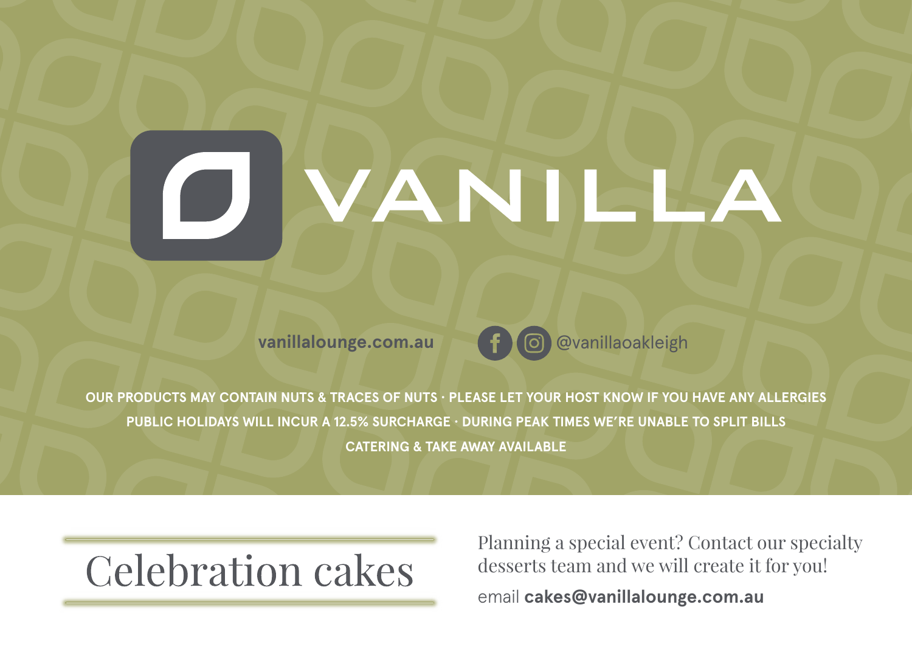# VANILLA

vanillalounge.com.au

@vanillaoakleigh

OUR PRODUCTS MAY CONTAIN NUTS & TRACES OF NUTS · PLEASE LET YOUR HOST KNOW IF YOU HAVE ANY ALLERGIES

PUBLIC HOLIDAYS WILL INCUR A 12.5% SURCHARGE · DURING PEAK TIMES WE'RE UNABLE TO SPLIT BILLS

CATERING & TAKE AWAY AVAILABLE

## Celebration cakes

Planning a special event? Contact our specialty desserts team and we will create it for you!

email **cakes@vanillalounge.com.au**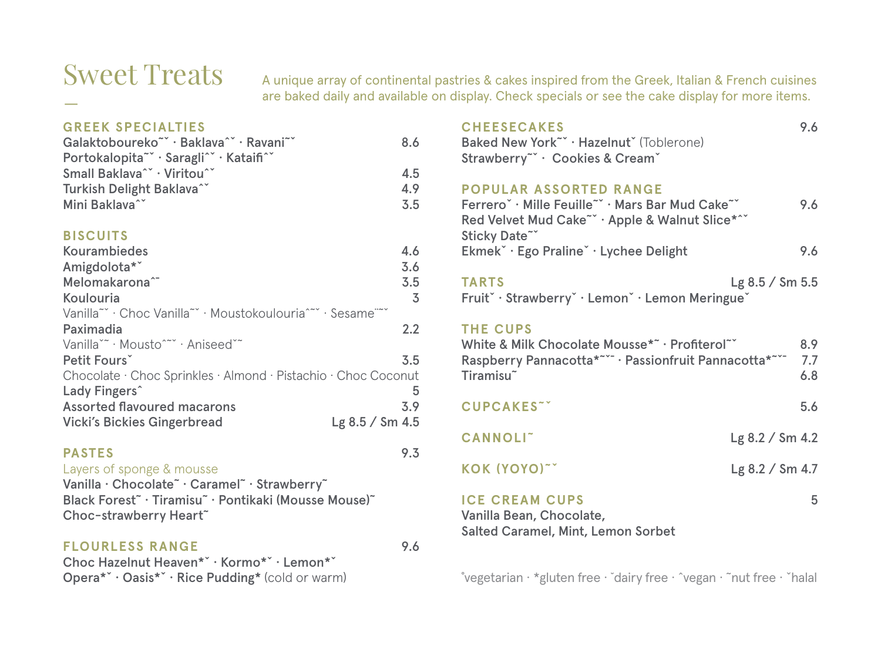# Sweet Treats

A unique array of continental pastries & cakes inspired from the Greek, Italian & French cuisines are baked daily and available on display. Check specials or see the cake display for more items.

## GREEK SPECIALTIES

| | |
|---|---|
| Galaktoboureko˜ˇ · Baklavaˆˇ · Ravani˜ˇ Portokalopita˜ˇ · Saragli˜ˇ · Kataifi˜ˇ | 8.6 |
| Small Baklava˜ˇ · Viritou˜ˇ | 4.5 |
| Turkish Delight Baklava˜ˇ | 4.9 |
| Mini Baklava˜ˇ | 3.5 |

## BISCUITS

| | |
|---|---|
| Kourambiedes | 4.6 |
| Amigdolota*ˇ | 3.6 |
| Melomakaronaˆ˜ | 3.5 |
| Koulouria<br>Vanilla˜ˇ · Choc Vanilla˜ˇ · Moustokoulouriaˆ˜ˇ · Sesame¨˜ˇ | 3 |
| Paximadia<br>Vanillaˇ˜ · Moustoˆ˜ˇ · Aniseedˇ˜ | 2.2 |
| Petit Foursˇ<br>Chocolate · Choc Sprinkles · Almond · Pistachio · Choc Coconut | 3.5 |
| Lady Fingersˆ | 5 |
| Assorted flavoured macarons | 3.9 |
| Vicki's Bickies Gingerbread | Lg 8.5 / Sm 4.5 |

## PASTES — 9.3

Layers of sponge & mousse

Vanilla · Chocolate˜ · Caramel˜ · Strawberry˜
Black Forest˜ · Tiramisu˜ · Pontikaki (Mousse Mouse)˜
Choc-strawberry Heart˜

## FLOURLESS RANGE — 9.6

Choc Hazelnut Heaven*ˇ · Kormo*ˇ · Lemon*ˇ
Opera*ˇ · Oasis*ˇ · Rice Pudding* (cold or warm)

## CHEESECAKES — 9.6

Baked New York˜ˇ · Hazelnutˇ (Toblerone)
Strawberry˜ˇ · Cookies & Creamˇ

## POPULAR ASSORTED RANGE

| | |
|---|---|
| Ferreroˇ · Mille Feuille˜ˇ · Mars Bar Mud Cake˜ˇ Red Velvet Mud Cake˜ˇ · Apple & Walnut Slice*ˆˇ Sticky Date˜ˇ | 9.6 |
| Ekmekˇ · Ego Pralineˇ · Lychee Delight | 9.6 |

## TARTS — Lg 8.5 / Sm 5.5

Fruitˇ · Strawberryˇ · Lemonˇ · Lemon Meringueˇ

## THE CUPS

| | |
|---|---|
| White & Milk Chocolate Mousse*˜ · Profiterol˜ˇ | 8.9 |
| Raspberry Pannacotta*˜ˇ˜ · Passionfruit Pannacotta*˜ˇ˜ | 7.7 |
| Tiramisu˜ | 6.8 |

## CUPCAKES˜ˇ — 5.6

## CANNOLI˜ — Lg 8.2 / Sm 4.2

## KOK (YOYO)˜ˇ — Lg 8.2 / Sm 4.7

## ICE CREAM CUPS — 5

Vanilla Bean, Chocolate,
Salted Caramel, Mint, Lemon Sorbet

˚vegetarian · *gluten free · ˇdairy free · ˆvegan · ˜nut free · ˇhalal